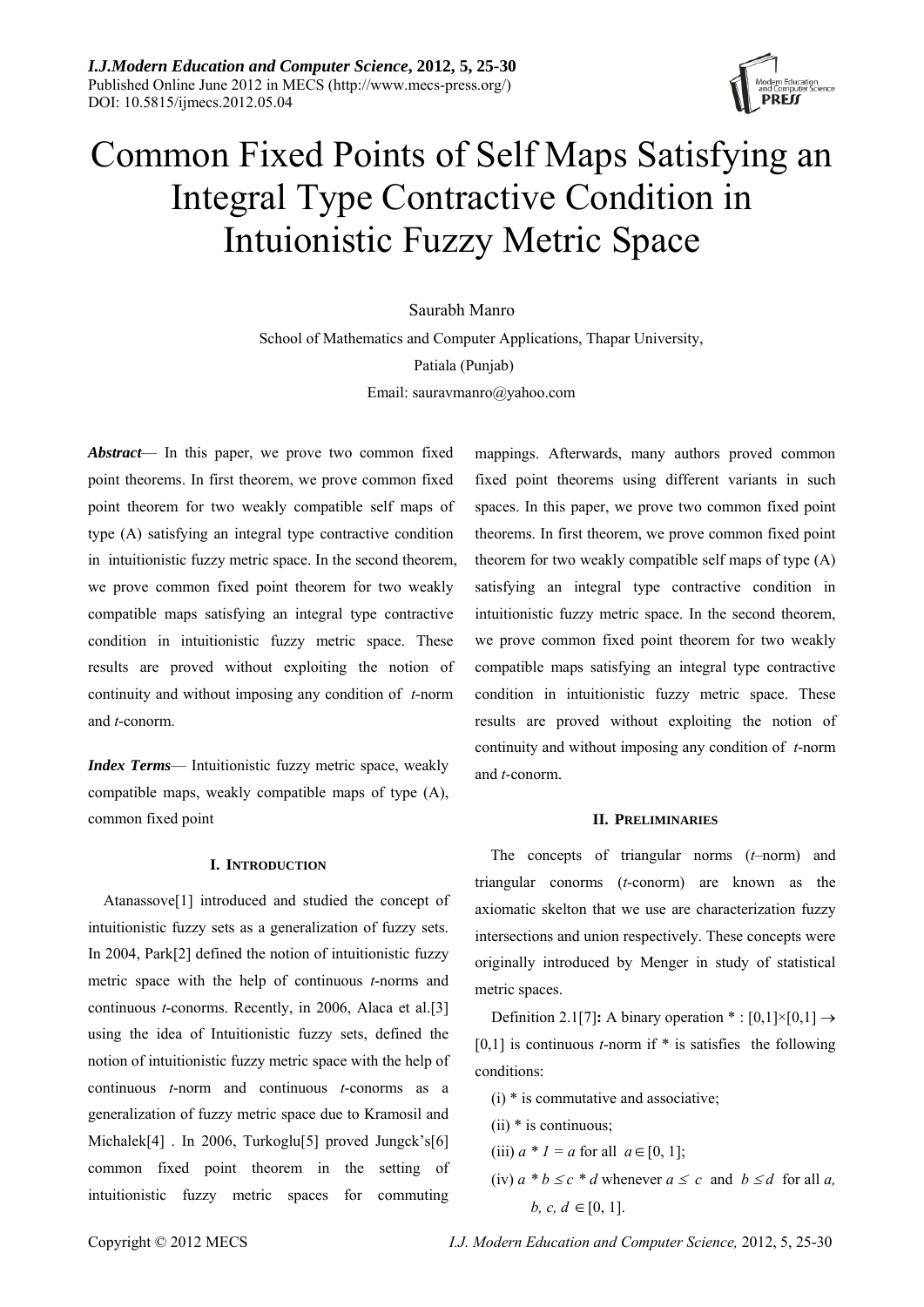# Common Fixed Points of Self Maps Satisfying an Integral Type Contractive Condition in Intuionistic Fuzzy Metric Space

Saurabh Manro

School of Mathematics and Computer Applications, Thapar University,

Patiala (Punjab)

Email: sauravmanro@yahoo.com

***Abstract***— In this paper, we prove two common fixed point theorems. In first theorem, we prove common fixed point theorem for two weakly compatible self maps of type (A) satisfying an integral type contractive condition in intuitionistic fuzzy metric space. In the second theorem, we prove common fixed point theorem for two weakly compatible maps satisfying an integral type contractive condition in intuitionistic fuzzy metric space. These results are proved without exploiting the notion of continuity and without imposing any condition of *t*-norm and *t*-conorm.

***Index Terms***— Intuitionistic fuzzy metric space, weakly compatible maps, weakly compatible maps of type (A), common fixed point

## I. Introduction

Atanassove[1] introduced and studied the concept of intuitionistic fuzzy sets as a generalization of fuzzy sets. In 2004, Park[2] defined the notion of intuitionistic fuzzy metric space with the help of continuous *t*-norms and continuous *t*-conorms. Recently, in 2006, Alaca et al.[3] using the idea of Intuitionistic fuzzy sets, defined the notion of intuitionistic fuzzy metric space with the help of continuous *t*-norm and continuous *t*-conorms as a generalization of fuzzy metric space due to Kramosil and Michalek[4] . In 2006, Turkoglu[5] proved Jungck's[6] common fixed point theorem in the setting of intuitionistic fuzzy metric spaces for commuting mappings. Afterwards, many authors proved common fixed point theorems using different variants in such spaces. In this paper, we prove two common fixed point theorems. In first theorem, we prove common fixed point theorem for two weakly compatible self maps of type (A) satisfying an integral type contractive condition in intuitionistic fuzzy metric space. In the second theorem, we prove common fixed point theorem for two weakly compatible maps satisfying an integral type contractive condition in intuitionistic fuzzy metric space. These results are proved without exploiting the notion of continuity and without imposing any condition of *t*-norm and *t*-conorm.

## II. Preliminaries

The concepts of triangular norms (*t*–norm) and triangular conorms (*t*-conorm) are known as the axiomatic skelton that we use are characterization fuzzy intersections and union respectively. These concepts were originally introduced by Menger in study of statistical metric spaces.

Definition 2.1[7]**:** A binary operation $* : [0,1]\times[0,1] \rightarrow [0,1]$ is continuous *t*-norm if * is satisfies the following conditions:

(i) * is commutative and associative;

(ii) * is continuous;

(iii) $a * 1 = a$ for all $a \in [0, 1]$;

(iv) $a * b \leq c * d$ whenever $a \leq c$ and $b \leq d$ for all $a, b, c, d \in [0, 1]$.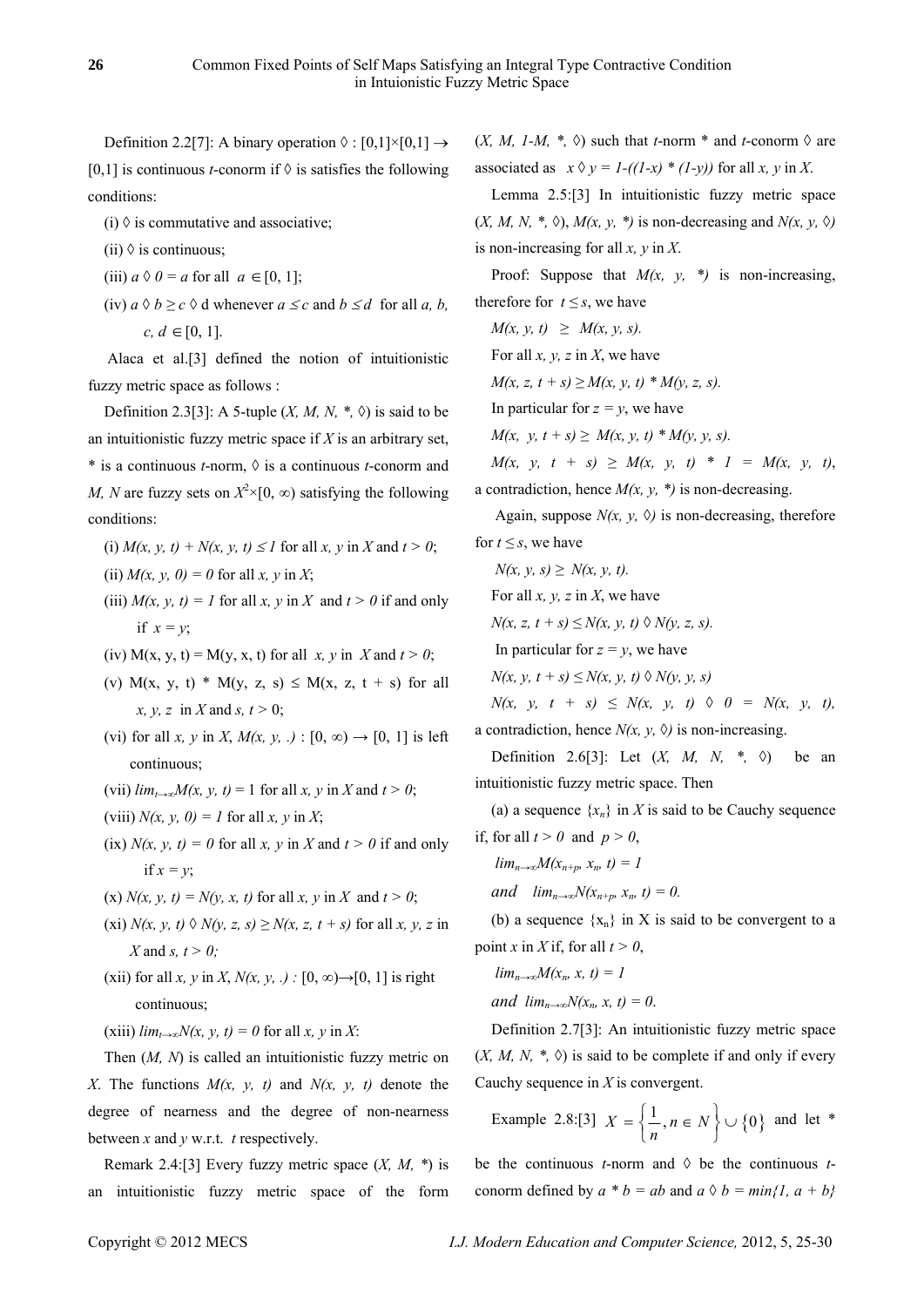Definition 2.2[7]: A binary operation $\lozenge : [0,1]\times[0,1] \rightarrow [0,1]$ is continuous $t$-conorm if $\lozenge$ is satisfies the following conditions:

(i) $\lozenge$ is commutative and associative;

(ii) $\lozenge$ is continuous;

(iii) $a \lozenge 0 = a$ for all $a \in [0, 1]$;

(iv) $a \lozenge b \geq c \lozenge d$ whenever $a \leq c$ and $b \leq d$ for all $a, b, c, d \in [0, 1]$.

Alaca et al.[3] defined the notion of intuitionistic fuzzy metric space as follows :

Definition 2.3[3]: A 5-tuple $(X, M, N, *, \lozenge)$ is said to be an intuitionistic fuzzy metric space if $X$ is an arbitrary set, $*$ is a continuous $t$-norm, $\lozenge$ is a continuous $t$-conorm and $M, N$ are fuzzy sets on $X^2\times[0, \infty)$ satisfying the following conditions:

(i) $M(x, y, t) + N(x, y, t) \leq 1$ for all $x, y$ in $X$ and $t > 0$;

(ii) $M(x, y, 0) = 0$ for all $x, y$ in $X$;

(iii) $M(x, y, t) = 1$ for all $x, y$ in $X$ and $t > 0$ if and only if $x = y$;

(iv) $M(x, y, t) = M(y, x, t)$ for all $x, y$ in $X$ and $t > 0$;

(v) $M(x, y, t) * M(y, z, s) \leq M(x, z, t + s)$ for all $x, y, z$ in $X$ and $s, t > 0$;

(vi) for all $x, y$ in $X$, $M(x, y, .) : [0, \infty) \rightarrow [0, 1]$ is left continuous;

(vii) $lim_{t\rightarrow\infty}M(x, y, t) = 1$ for all $x, y$ in $X$ and $t > 0$;

(viii) $N(x, y, 0) = 1$ for all $x, y$ in $X$;

(ix) $N(x, y, t) = 0$ for all $x, y$ in $X$ and $t > 0$ if and only if $x = y$;

(x) $N(x, y, t) = N(y, x, t)$ for all $x, y$ in $X$ and $t > 0$;

(xi) $N(x, y, t) \lozenge N(y, z, s) \geq N(x, z, t + s)$ for all $x, y, z$ in $X$ and $s, t > 0$;

(xii) for all $x, y$ in $X$, $N(x, y, .) : [0, \infty)\rightarrow[0, 1]$ is right continuous;

(xiii) $lim_{t\rightarrow\infty}N(x, y, t) = 0$ for all $x, y$ in $X$:

Then $(M, N)$ is called an intuitionistic fuzzy metric on $X$. The functions $M(x, y, t)$ and $N(x, y, t)$ denote the degree of nearness and the degree of non-nearness between $x$ and $y$ w.r.t. $t$ respectively.

Remark 2.4:[3] Every fuzzy metric space $(X, M, *)$ is an intuitionistic fuzzy metric space of the form $(X, M, 1\text{-}M, *, \lozenge)$ such that $t$-norm $*$ and $t$-conorm $\lozenge$ are associated as $x \lozenge y = 1-((1-x) * (1-y))$ for all $x, y$ in $X$.

Lemma 2.5:[3] In intuitionistic fuzzy metric space $(X, M, N, *, \lozenge)$, $M(x, y, *)$ is non-decreasing and $N(x, y, \lozenge)$ is non-increasing for all $x, y$ in $X$.

Proof: Suppose that $M(x, y, *)$ is non-increasing, therefore for $t \leq s$, we have

$M(x, y, t) \geq M(x, y, s)$.

For all $x, y, z$ in $X$, we have

$M(x, z, t + s) \geq M(x, y, t) * M(y, z, s)$.

In particular for $z = y$, we have

$M(x, y, t + s) \geq M(x, y, t) * M(y, y, s)$.

$M(x, y, t + s) \geq M(x, y, t) * 1 = M(x, y, t)$, a contradiction, hence $M(x, y, *)$ is non-decreasing.

Again, suppose $N(x, y, \lozenge)$ is non-decreasing, therefore for $t \leq s$, we have

$N(x, y, s) \geq N(x, y, t)$.

For all $x, y, z$ in $X$, we have

$N(x, z, t + s) \leq N(x, y, t) \lozenge N(y, z, s)$.

In particular for $z = y$, we have

$N(x, y, t + s) \leq N(x, y, t) \lozenge N(y, y, s)$

$N(x, y, t + s) \leq N(x, y, t) \lozenge 0 = N(x, y, t)$, a contradiction, hence $N(x, y, \lozenge)$ is non-increasing.

Definition 2.6[3]: Let $(X, M, N, *, \lozenge)$ be an intuitionistic fuzzy metric space. Then

(a) a sequence $\{x_n\}$ in $X$ is said to be Cauchy sequence if, for all $t > 0$ and $p > 0$,

$lim_{n\rightarrow\infty}M(x_{n+p}, x_n, t) = 1$

*and* $lim_{n\rightarrow\infty}N(x_{n+p}, x_n, t) = 0$.

(b) a sequence $\{x_n\}$ in X is said to be convergent to a point $x$ in $X$ if, for all $t > 0$,

$lim_{n\rightarrow\infty}M(x_n, x, t) = 1$

*and* $lim_{n\rightarrow\infty}N(x_n, x, t) = 0$.

Definition 2.7[3]: An intuitionistic fuzzy metric space $(X, M, N, *, \lozenge)$ is said to be complete if and only if every Cauchy sequence in $X$ is convergent.

Example 2.8:[3] $X = \left\{\frac{1}{n}, n \in N\right\} \cup \{0\}$ and let $*$ be the continuous $t$-norm and $\lozenge$ be the continuous $t$-conorm defined by $a * b = ab$ and $a \lozenge b = min\{1, a + b\}$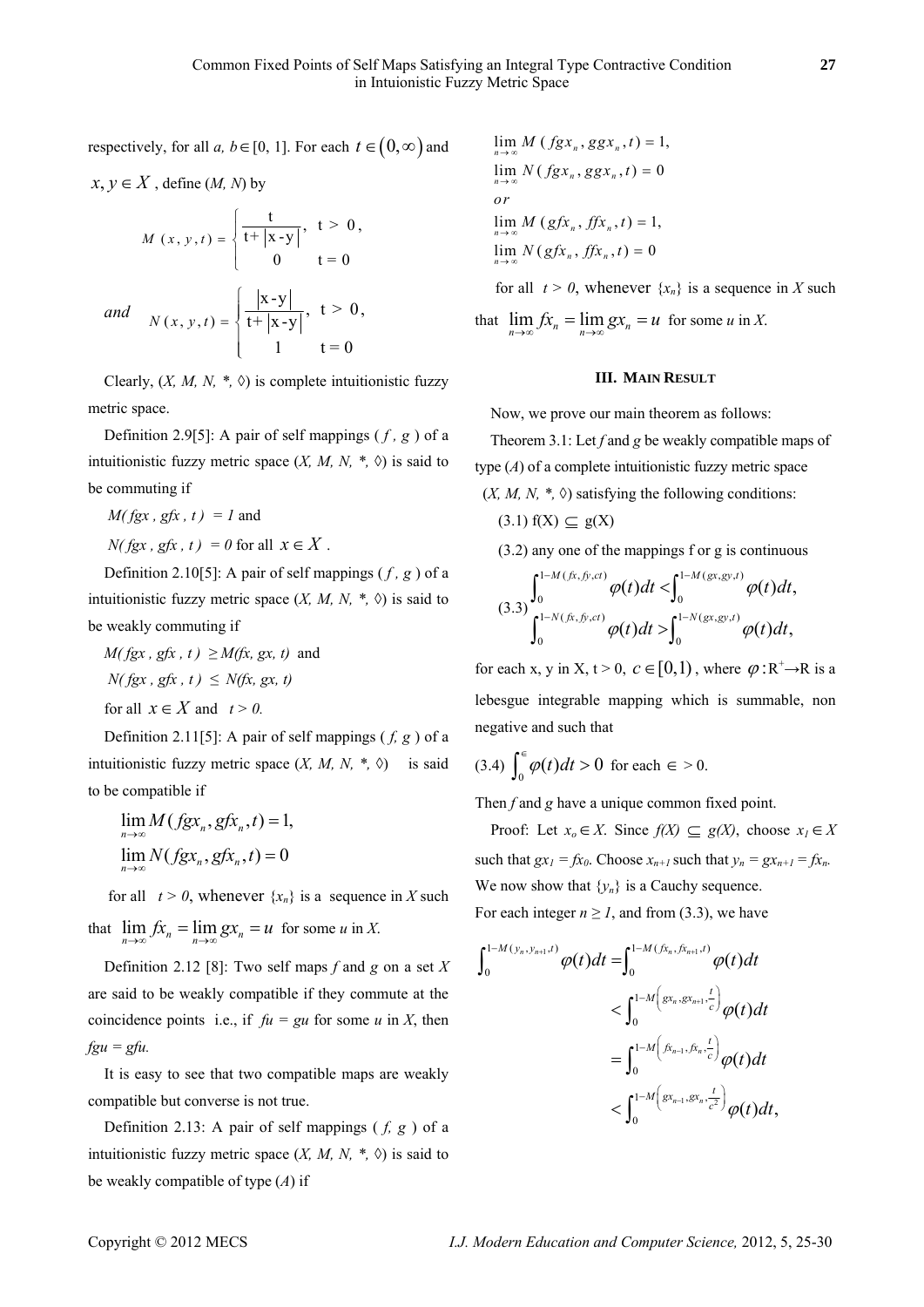respectively, for all $a, b \in [0, 1]$. For each $t \in (0, \infty)$ and $x, y \in X$, define $(M, N)$ by

$$M(x, y, t) = \begin{cases} \dfrac{t}{t + |x - y|}, & t > 0, \\ 0 & t = 0 \end{cases}$$

$$\text{and} \quad N(x, y, t) = \begin{cases} \dfrac{|x - y|}{t + |x - y|}, & t > 0, \\ 1 & t = 0 \end{cases}$$

Clearly, $(X, M, N, *, \lozenge)$ is complete intuitionistic fuzzy metric space.

Definition 2.9[5]: A pair of self mappings ( $f$ , $g$ ) of a intuitionistic fuzzy metric space $(X, M, N, *, \lozenge)$ is said to be commuting if

$M(fgx, gfx, t) = 1$ and

$N(fgx, gfx, t) = 0$ for all $x \in X$.

Definition 2.10[5]: A pair of self mappings ( $f$ , $g$ ) of a intuitionistic fuzzy metric space $(X, M, N, *, \lozenge)$ is said to be weakly commuting if

$M(fgx, gfx, t) \geq M(fx, gx, t)$ and

$N(fgx, gfx, t) \leq N(fx, gx, t)$

for all $x \in X$ and $t > 0$.

Definition 2.11[5]: A pair of self mappings ( $f$, $g$ ) of a intuitionistic fuzzy metric space $(X, M, N, *, \lozenge)$ is said to be compatible if

$$\lim_{n \to \infty} M(fgx_n, gfx_n, t) = 1,$$
$$\lim_{n \to \infty} N(fgx_n, gfx_n, t) = 0$$

for all $t > 0$, whenever $\{x_n\}$ is a sequence in $X$ such that $\lim_{n \to \infty} fx_n = \lim_{n \to \infty} gx_n = u$ for some $u$ in $X$.

Definition 2.12 [8]: Two self maps $f$ and $g$ on a set $X$ are said to be weakly compatible if they commute at the coincidence points i.e., if $fu = gu$ for some $u$ in $X$, then $fgu = gfu$.

It is easy to see that two compatible maps are weakly compatible but converse is not true.

Definition 2.13: A pair of self mappings ( $f$, $g$ ) of a intuitionistic fuzzy metric space $(X, M, N, *, \lozenge)$ is said to be weakly compatible of type $(A)$ if

$$\lim_{n \to \infty} M(fgx_n, ggx_n, t) = 1,$$
$$\lim_{n \to \infty} N(fgx_n, ggx_n, t) = 0$$
$$or$$
$$\lim_{n \to \infty} M(gfx_n, ffx_n, t) = 1,$$
$$\lim_{n \to \infty} N(gfx_n, ffx_n, t) = 0$$

for all $t > 0$, whenever $\{x_n\}$ is a sequence in $X$ such that $\lim_{n \to \infty} fx_n = \lim_{n \to \infty} gx_n = u$ for some $u$ in $X$.

## III. Main Result

Now, we prove our main theorem as follows:

Theorem 3.1: Let $f$ and $g$ be weakly compatible maps of type $(A)$ of a complete intuitionistic fuzzy metric space $(X, M, N, *, \lozenge)$ satisfying the following conditions:

(3.1) $f(X) \subseteq g(X)$

(3.2) any one of the mappings f or g is continuous

$$(3.3) \quad \begin{aligned} &\int_0^{1-M(fx, fy, ct)} \varphi(t)dt < \int_0^{1-M(gx, gy, t)} \varphi(t)dt, \\ &\int_0^{1-N(fx, fy, ct)} \varphi(t)dt > \int_0^{1-N(gx, gy, t)} \varphi(t)dt, \end{aligned}$$

for each x, y in X, t > 0, $c \in [0,1)$, where $\varphi : R^+ \to R$ is a lebesgue integrable mapping which is summable, non negative and such that

(3.4) $\int_0^{\epsilon} \varphi(t)dt > 0$ for each $\epsilon > 0$.

Then $f$ and $g$ have a unique common fixed point.

Proof: Let $x_o \in X$. Since $f(X) \subseteq g(X)$, choose $x_1 \in X$ such that $gx_1 = fx_0$. Choose $x_{n+1}$ such that $y_n = gx_{n+1} = fx_n$. We now show that $\{y_n\}$ is a Cauchy sequence.

For each integer $n \geq 1$, and from (3.3), we have

$$\begin{aligned} \int_0^{1-M(y_n, y_{n+1}, t)} \varphi(t)dt &= \int_0^{1-M(fx_n, fx_{n+1}, t)} \varphi(t)dt \\ &< \int_0^{1-M\left(gx_n, gx_{n+1}, \frac{t}{c}\right)} \varphi(t)dt \\ &= \int_0^{1-M\left(fx_{n-1}, fx_n, \frac{t}{c}\right)} \varphi(t)dt \\ &< \int_0^{1-M\left(gx_{n-1}, gx_n, \frac{t}{c^2}\right)} \varphi(t)dt, \end{aligned}$$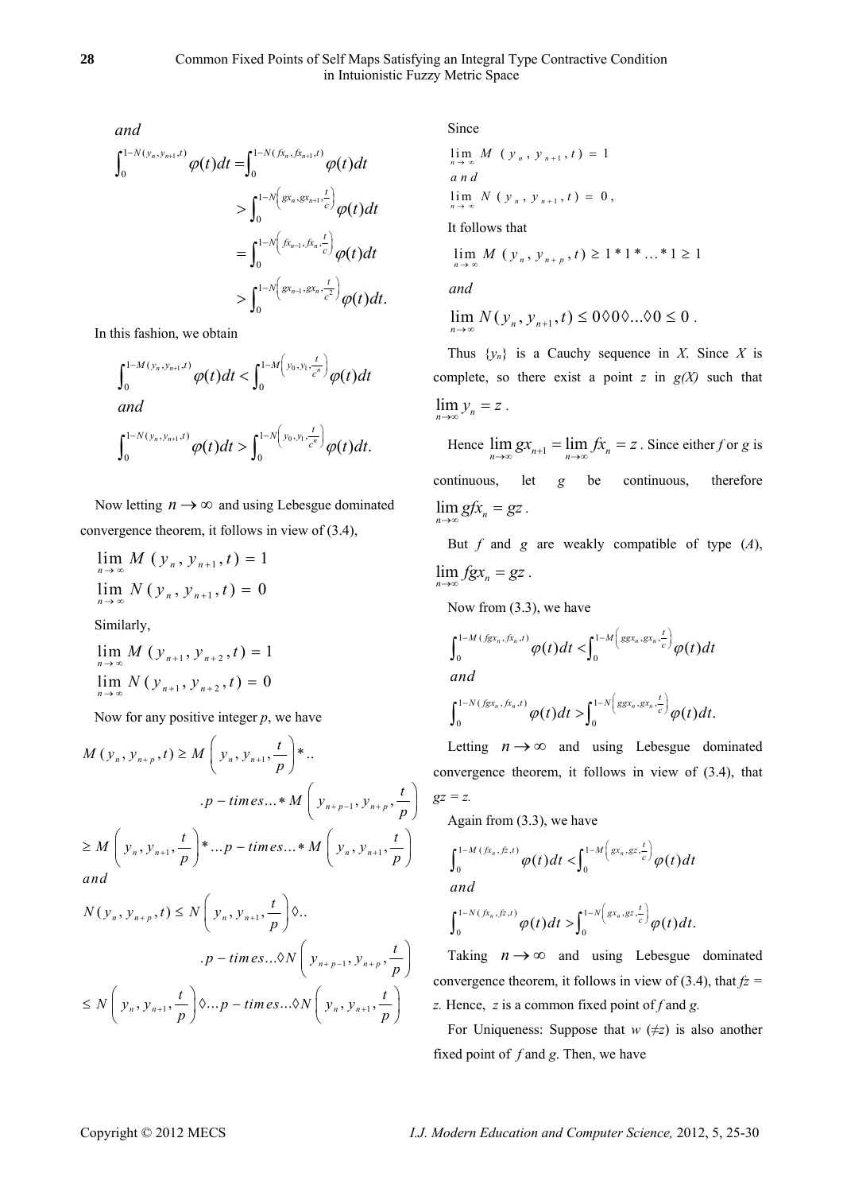*and*

$$\int_0^{1-N(y_n,y_{n+1},t)}\varphi(t)dt = \int_0^{1-N(fx_n,fx_{n+1},t)}\varphi(t)dt$$

$$> \int_0^{1-N\left(gx_n,gx_{n+1},\frac{t}{c}\right)}\varphi(t)dt$$

$$= \int_0^{1-N\left(fx_{n-1},fx_n,\frac{t}{c}\right)}\varphi(t)dt$$

$$> \int_0^{1-N\left(gx_{n-1},gx_n,\frac{t}{c^2}\right)}\varphi(t)dt.$$

In this fashion, we obtain

$$\int_0^{1-M(y_n,y_{n+1},t)}\varphi(t)dt < \int_0^{1-M\left(y_0,y_1,\frac{t}{c^n}\right)}\varphi(t)dt$$

*and*

$$\int_0^{1-N(y_n,y_{n+1},t)}\varphi(t)dt > \int_0^{1-N\left(y_0,y_1,\frac{t}{c^n}\right)}\varphi(t)dt.$$

Now letting $n \to \infty$ and using Lebesgue dominated convergence theorem, it follows in view of (3.4),

$$\lim_{n\to\infty} M(y_n, y_{n+1}, t) = 1$$

$$\lim_{n\to\infty} N(y_n, y_{n+1}, t) = 0$$

Similarly,

$$\lim_{n\to\infty} M(y_{n+1}, y_{n+2}, t) = 1$$

$$\lim_{n\to\infty} N(y_{n+1}, y_{n+2}, t) = 0$$

Now for any positive integer $p$, we have

$$M(y_n, y_{n+p}, t) \geq M\left(y_n, y_{n+1}, \frac{t}{p}\right) * ..p-times... * M\left(y_{n+p-1}, y_{n+p}, \frac{t}{p}\right)$$

$$\geq M\left(y_n, y_{n+1}, \frac{t}{p}\right) * ...p-times... * M\left(y_n, y_{n+1}, \frac{t}{p}\right)$$

*and*

$$N(y_n, y_{n+p}, t) \leq N\left(y_n, y_{n+1}, \frac{t}{p}\right) \Diamond ..p-times... \Diamond N\left(y_{n+p-1}, y_{n+p}, \frac{t}{p}\right)$$

$$\leq N\left(y_n, y_{n+1}, \frac{t}{p}\right) \Diamond ...p-times... \Diamond N\left(y_n, y_{n+1}, \frac{t}{p}\right)$$

Since

$$\lim_{n\to\infty} M(y_n, y_{n+1}, t) = 1$$

*and*

$$\lim_{n\to\infty} N(y_n, y_{n+1}, t) = 0,$$

It follows that

$$\lim_{n\to\infty} M(y_n, y_{n+p}, t) \geq 1 * 1 * \ldots * 1 \geq 1$$

*and*

$$\lim_{n\to\infty} N(y_n, y_{n+1}, t) \leq 0 \Diamond 0 \Diamond \ldots \Diamond 0 \leq 0.$$

Thus $\{y_n\}$ is a Cauchy sequence in $X$. Since $X$ is complete, so there exist a point $z$ in $g(X)$ such that $\lim_{n\to\infty} y_n = z$.

Hence $\lim_{n\to\infty} gx_{n+1} = \lim_{n\to\infty} fx_n = z$. Since either $f$ or $g$ is continuous, let $g$ be continuous, therefore $\lim_{n\to\infty} gfx_n = gz$.

But $f$ and $g$ are weakly compatible of type ($A$), $\lim_{n\to\infty} fgx_n = gz$.

Now from (3.3), we have

$$\int_0^{1-M(fgx_n,fx_n,t)}\varphi(t)dt < \int_0^{1-M\left(ggx_n,gx_n,\frac{t}{c}\right)}\varphi(t)dt$$

*and*

$$\int_0^{1-N(fgx_n,fx_n,t)}\varphi(t)dt > \int_0^{1-N\left(ggx_n,gx_n,\frac{t}{c}\right)}\varphi(t)dt.$$

Letting $n \to \infty$ and using Lebesgue dominated convergence theorem, it follows in view of (3.4), that $gz = z$.

Again from (3.3), we have

$$\int_0^{1-M(fx_n,fz,t)}\varphi(t)dt < \int_0^{1-M\left(gx_n,gz,\frac{t}{c}\right)}\varphi(t)dt$$

*and*

$$\int_0^{1-N(fx_n,fz,t)}\varphi(t)dt > \int_0^{1-N\left(gx_n,gz,\frac{t}{c}\right)}\varphi(t)dt.$$

Taking $n \to \infty$ and using Lebesgue dominated convergence theorem, it follows in view of (3.4), that $fz = z$. Hence, $z$ is a common fixed point of $f$ and $g$.

For Uniqueness: Suppose that $w$ ($\neq z$) is also another fixed point of $f$ and $g$. Then, we have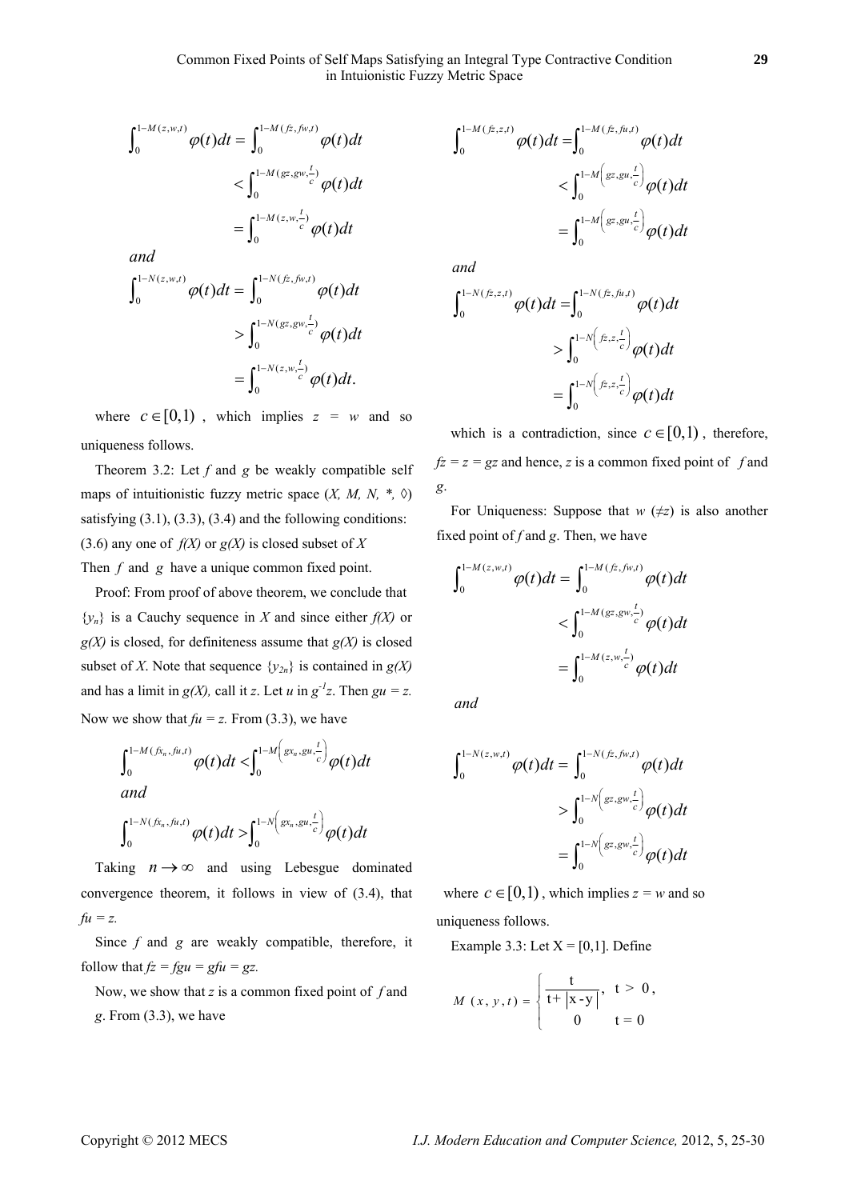$$\int_0^{1-M(z,w,t)}\varphi(t)dt = \int_0^{1-M(fz,fw,t)}\varphi(t)dt < \int_0^{1-M(gz,gw,\frac{t}{c})}\varphi(t)dt = \int_0^{1-M(z,w,\frac{t}{c})}\varphi(t)dt$$

*and*

$$\int_0^{1-N(z,w,t)}\varphi(t)dt = \int_0^{1-N(fz,fw,t)}\varphi(t)dt > \int_0^{1-N(gz,gw,\frac{t}{c})}\varphi(t)dt = \int_0^{1-N(z,w,\frac{t}{c})}\varphi(t)dt.$$

where $c \in [0,1)$ , which implies $z = w$ and so uniqueness follows.

Theorem 3.2: Let $f$ and $g$ be weakly compatible self maps of intuitionistic fuzzy metric space $(X, M, N, *, \Diamond)$ satisfying (3.1), (3.3), (3.4) and the following conditions:

(3.6) any one of $f(X)$ or $g(X)$ is closed subset of $X$

Then $f$ and $g$ have a unique common fixed point.

Proof: From proof of above theorem, we conclude that $\{y_n\}$ is a Cauchy sequence in $X$ and since either $f(X)$ or $g(X)$ is closed, for definiteness assume that $g(X)$ is closed subset of $X$. Note that sequence $\{y_{2n}\}$ is contained in $g(X)$ and has a limit in $g(X)$, call it $z$. Let $u$ in $g^{-1}z$. Then $gu = z$. Now we show that $fu = z$. From (3.3), we have

$$\int_0^{1-M(fx_n,fu,t)}\varphi(t)dt < \int_0^{1-M\left(gx_n,gu,\frac{t}{c}\right)}\varphi(t)dt$$

*and*

$$\int_0^{1-N(fx_n,fu,t)}\varphi(t)dt > \int_0^{1-N\left(gx_n,gu,\frac{t}{c}\right)}\varphi(t)dt$$

Taking $n \to \infty$ and using Lebesgue dominated convergence theorem, it follows in view of (3.4), that $fu = z$.

Since $f$ and $g$ are weakly compatible, therefore, it follow that $fz = fgu = gfu = gz$.

Now, we show that $z$ is a common fixed point of $f$ and $g$. From (3.3), we have

$$\int_0^{1-M(fz,z,t)}\varphi(t)dt = \int_0^{1-M(fz,fu,t)}\varphi(t)dt < \int_0^{1-M\left(gz,gu,\frac{t}{c}\right)}\varphi(t)dt = \int_0^{1-M\left(gz,gu,\frac{t}{c}\right)}\varphi(t)dt$$

*and*

$$\int_0^{1-N(fz,z,t)}\varphi(t)dt = \int_0^{1-N(fz,fu,t)}\varphi(t)dt > \int_0^{1-N\left(fz,z,\frac{t}{c}\right)}\varphi(t)dt = \int_0^{1-N\left(fz,z,\frac{t}{c}\right)}\varphi(t)dt$$

which is a contradiction, since $c \in [0,1)$ , therefore, $fz = z = gz$ and hence, $z$ is a common fixed point of $f$ and $g$.

For Uniqueness: Suppose that $w$ ($\neq z$) is also another fixed point of $f$ and $g$. Then, we have

$$\int_0^{1-M(z,w,t)}\varphi(t)dt = \int_0^{1-M(fz,fw,t)}\varphi(t)dt < \int_0^{1-M(gz,gw,\frac{t}{c})}\varphi(t)dt = \int_0^{1-M(z,w,\frac{t}{c})}\varphi(t)dt$$

*and*

$$\int_0^{1-N(z,w,t)}\varphi(t)dt = \int_0^{1-N(fz,fw,t)}\varphi(t)dt > \int_0^{1-N\left(gz,gw,\frac{t}{c}\right)}\varphi(t)dt = \int_0^{1-N\left(gz,gw,\frac{t}{c}\right)}\varphi(t)dt$$

where $c \in [0,1)$ , which implies $z = w$ and so uniqueness follows.

Example 3.3: Let X = [0,1]. Define

$$M(x,y,t) = \begin{cases} \dfrac{t}{t+|x-y|}, & t > 0, \\ 0 & t = 0 \end{cases}$$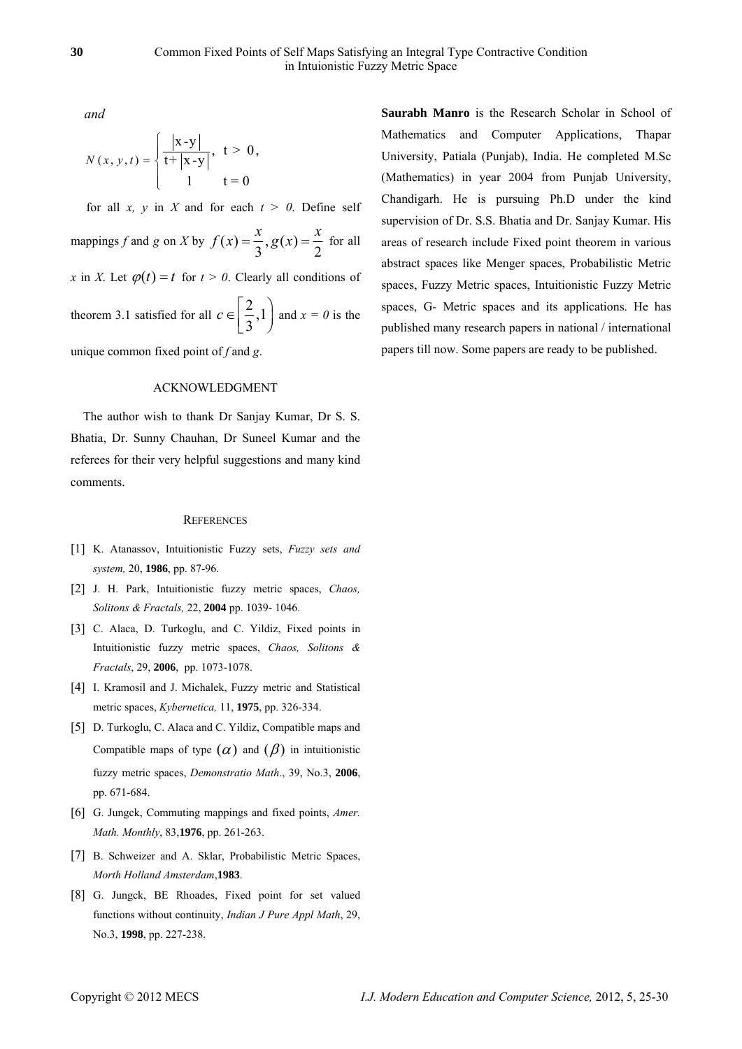*and*

$$N(x,y,t)=\begin{cases}\dfrac{|x-y|}{t+|x-y|}, & t>0,\\ 1 & t=0\end{cases}$$

for all *x, y* in *X* and for each *t > 0*. Define self mappings *f* and *g* on *X* by $f(x)=\dfrac{x}{3}, g(x)=\dfrac{x}{2}$ for all *x* in *X*. Let $\varphi(t)=t$ for *t > 0*. Clearly all conditions of theorem 3.1 satisfied for all $c\in\left[\dfrac{2}{3},1\right)$ and *x = 0* is the unique common fixed point of *f* and *g*.

## ACKNOWLEDGMENT

The author wish to thank Dr Sanjay Kumar, Dr S. S. Bhatia, Dr. Sunny Chauhan, Dr Suneel Kumar and the referees for their very helpful suggestions and many kind comments.

## REFERENCES

[1] K. Atanassov, Intuitionistic Fuzzy sets, *Fuzzy sets and system,* 20, **1986**, pp. 87-96.

[2] J. H. Park, Intuitionistic fuzzy metric spaces, *Chaos, Solitons & Fractals,* 22, **2004** pp. 1039- 1046.

[3] C. Alaca, D. Turkoglu, and C. Yildiz, Fixed points in Intuitionistic fuzzy metric spaces, *Chaos, Solitons & Fractals*, 29, **2006**, pp. 1073-1078.

[4] I. Kramosil and J. Michalek, Fuzzy metric and Statistical metric spaces, *Kybernetica,* 11, **1975**, pp. 326-334.

[5] D. Turkoglu, C. Alaca and C. Yildiz, Compatible maps and Compatible maps of type $(\alpha)$ and $(\beta)$ in intuitionistic fuzzy metric spaces, *Demonstratio Math*., 39, No.3, **2006**, pp. 671-684.

[6] G. Jungck, Commuting mappings and fixed points, *Amer. Math. Monthly*, 83,**1976**, pp. 261-263.

[7] B. Schweizer and A. Sklar, Probabilistic Metric Spaces, *Morth Holland Amsterdam*,**1983**.

[8] G. Jungck, BE Rhoades, Fixed point for set valued functions without continuity, *Indian J Pure Appl Math*, 29, No.3, **1998**, pp. 227-238.

**Saurabh Manro** is the Research Scholar in School of Mathematics and Computer Applications, Thapar University, Patiala (Punjab), India. He completed M.Sc (Mathematics) in year 2004 from Punjab University, Chandigarh. He is pursuing Ph.D under the kind supervision of Dr. S.S. Bhatia and Dr. Sanjay Kumar. His areas of research include Fixed point theorem in various abstract spaces like Menger spaces, Probabilistic Metric spaces, Fuzzy Metric spaces, Intuitionistic Fuzzy Metric spaces, G- Metric spaces and its applications. He has published many research papers in national / international papers till now. Some papers are ready to be published.